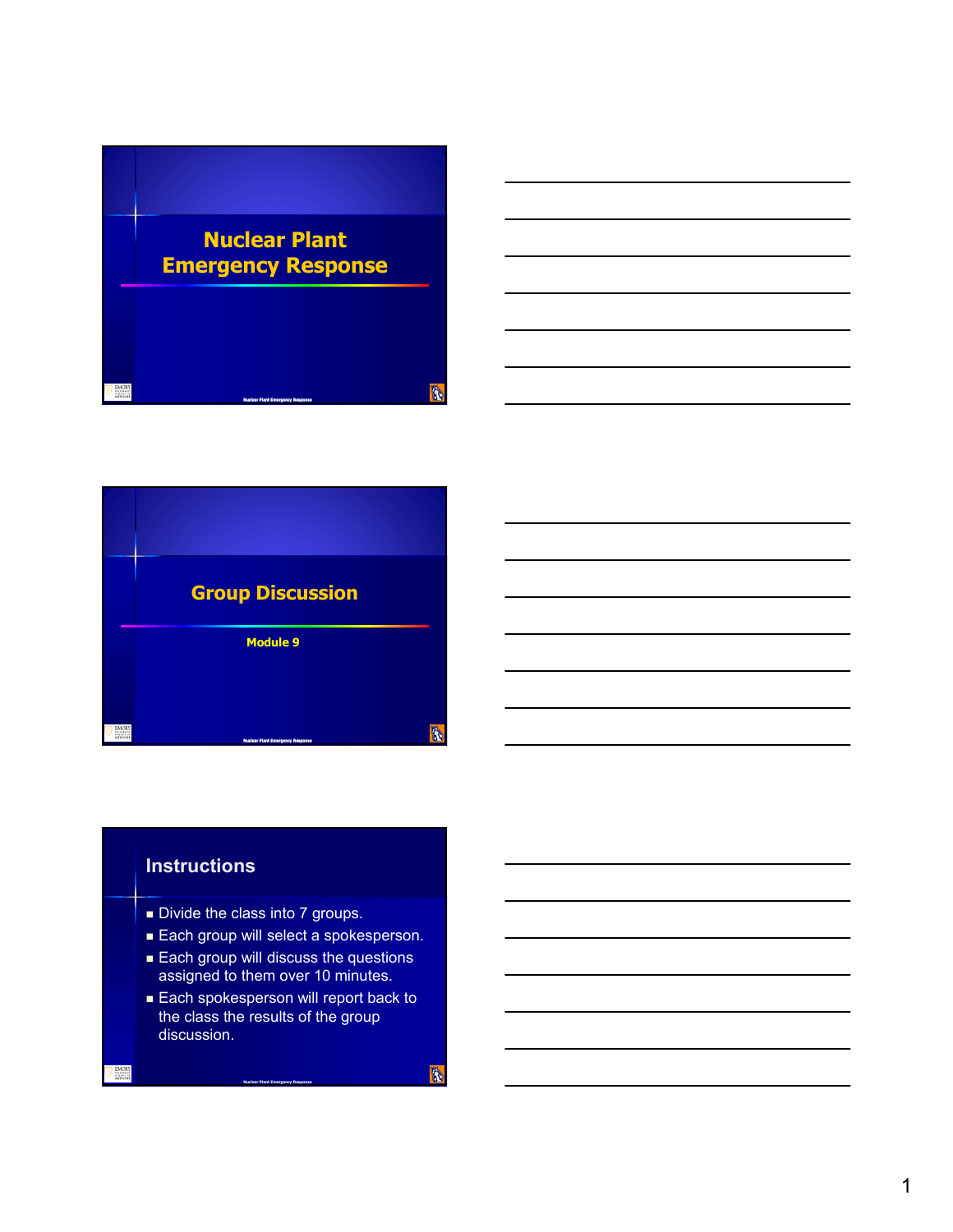# Nuclear Plant Emergency Response

## Group Discussion

Module 9

## Instructions

- Divide the class into 7 groups.
- Each group will select a spokesperson.
- Each group will discuss the questions assigned to them over 10 minutes.
- Each spokesperson will report back to the class the results of the group discussion.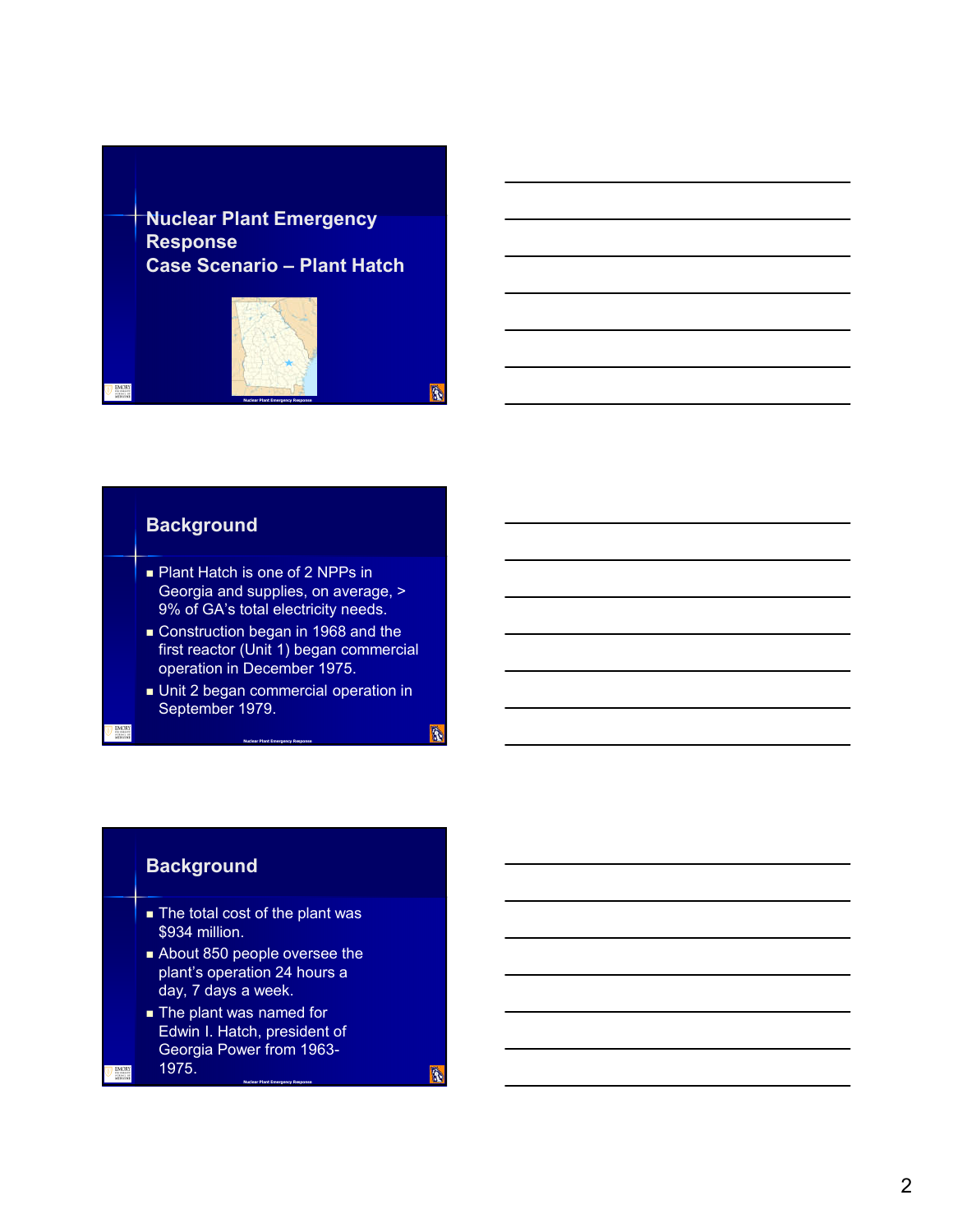# Nuclear Plant Emergency Response
# Case Scenario – Plant Hatch

## Background

- Plant Hatch is one of 2 NPPs in Georgia and supplies, on average, > 9% of GA's total electricity needs.
- Construction began in 1968 and the first reactor (Unit 1) began commercial operation in December 1975.
- Unit 2 began commercial operation in September 1979.

## Background

- The total cost of the plant was $934 million.
- About 850 people oversee the plant's operation 24 hours a day, 7 days a week.
- The plant was named for Edwin I. Hatch, president of Georgia Power from 1963-1975.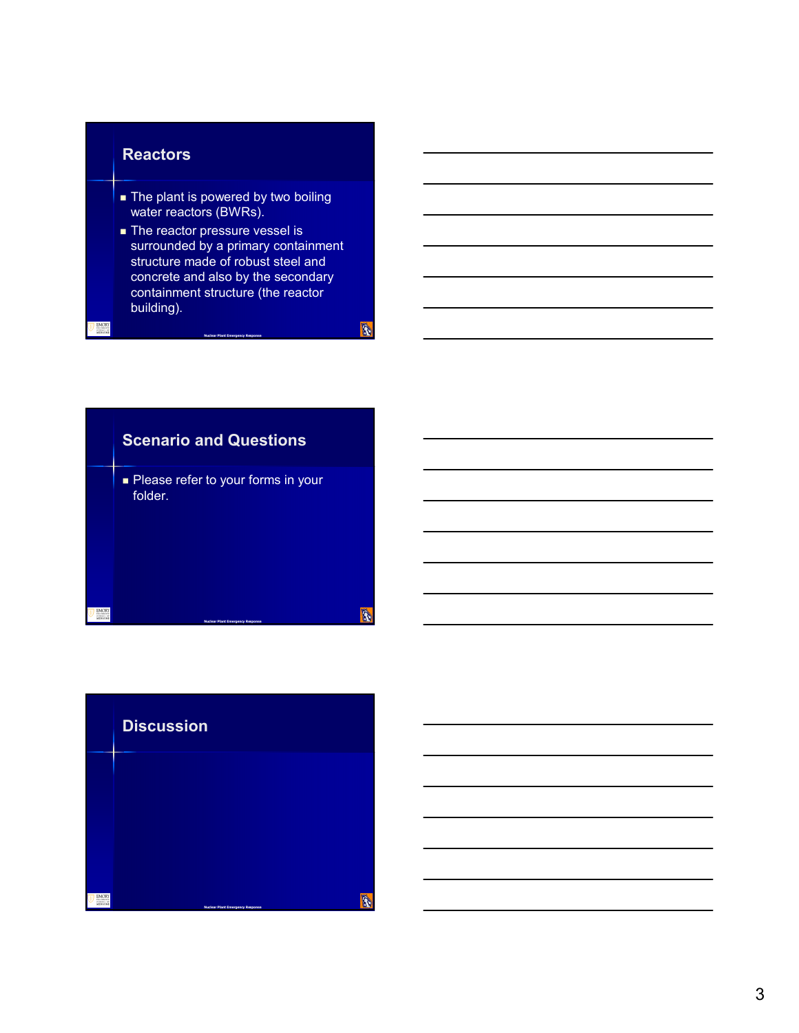## Reactors

- The plant is powered by two boiling water reactors (BWRs).
- The reactor pressure vessel is surrounded by a primary containment structure made of robust steel and concrete and also by the secondary containment structure (the reactor building).

## Scenario and Questions

- Please refer to your forms in your folder.

## Discussion